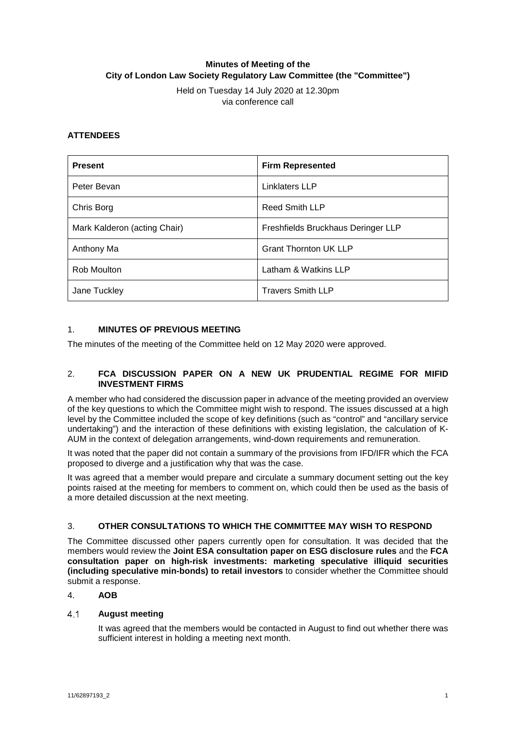# Minutes of Meeting of the City of London Law Society Regulatory Law Committee (the "Committee")

Held on Tuesday 14 July 2020 at 12.30pm
via conference call

## ATTENDEES

| Present | Firm Represented |
| --- | --- |
| Peter Bevan | Linklaters LLP |
| Chris Borg | Reed Smith LLP |
| Mark Kalderon (acting Chair) | Freshfields Bruckhaus Deringer LLP |
| Anthony Ma | Grant Thornton UK LLP |
| Rob Moulton | Latham & Watkins LLP |
| Jane Tuckley | Travers Smith LLP |

## 1. MINUTES OF PREVIOUS MEETING

The minutes of the meeting of the Committee held on 12 May 2020 were approved.

## 2. FCA DISCUSSION PAPER ON A NEW UK PRUDENTIAL REGIME FOR MIFID INVESTMENT FIRMS

A member who had considered the discussion paper in advance of the meeting provided an overview of the key questions to which the Committee might wish to respond. The issues discussed at a high level by the Committee included the scope of key definitions (such as "control" and "ancillary service undertaking") and the interaction of these definitions with existing legislation, the calculation of K-AUM in the context of delegation arrangements, wind-down requirements and remuneration.

It was noted that the paper did not contain a summary of the provisions from IFD/IFR which the FCA proposed to diverge and a justification why that was the case.

It was agreed that a member would prepare and circulate a summary document setting out the key points raised at the meeting for members to comment on, which could then be used as the basis of a more detailed discussion at the next meeting.

## 3. OTHER CONSULTATIONS TO WHICH THE COMMITTEE MAY WISH TO RESPOND

The Committee discussed other papers currently open for consultation. It was decided that the members would review the **Joint ESA consultation paper on ESG disclosure rules** and the **FCA consultation paper on high-risk investments: marketing speculative illiquid securities (including speculative min-bonds) to retail investors** to consider whether the Committee should submit a response.

## 4. AOB

### 4.1 August meeting

It was agreed that the members would be contacted in August to find out whether there was sufficient interest in holding a meeting next month.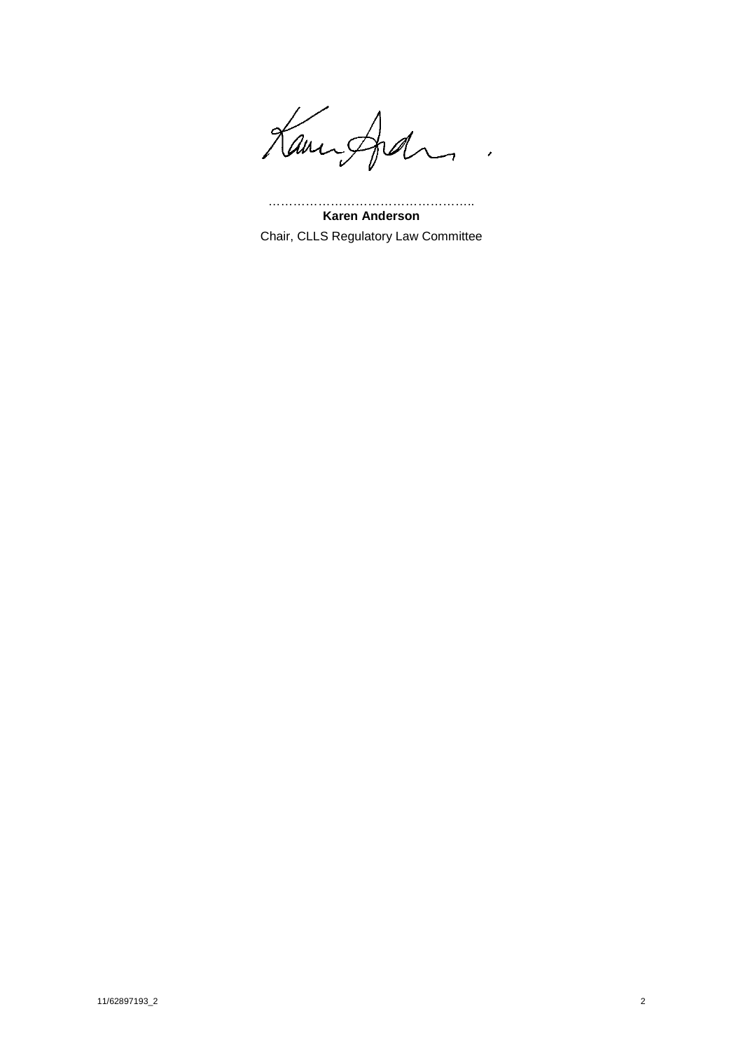…………………………………………..

**Karen Anderson**

Chair, CLLS Regulatory Law Committee

11/62897193_2